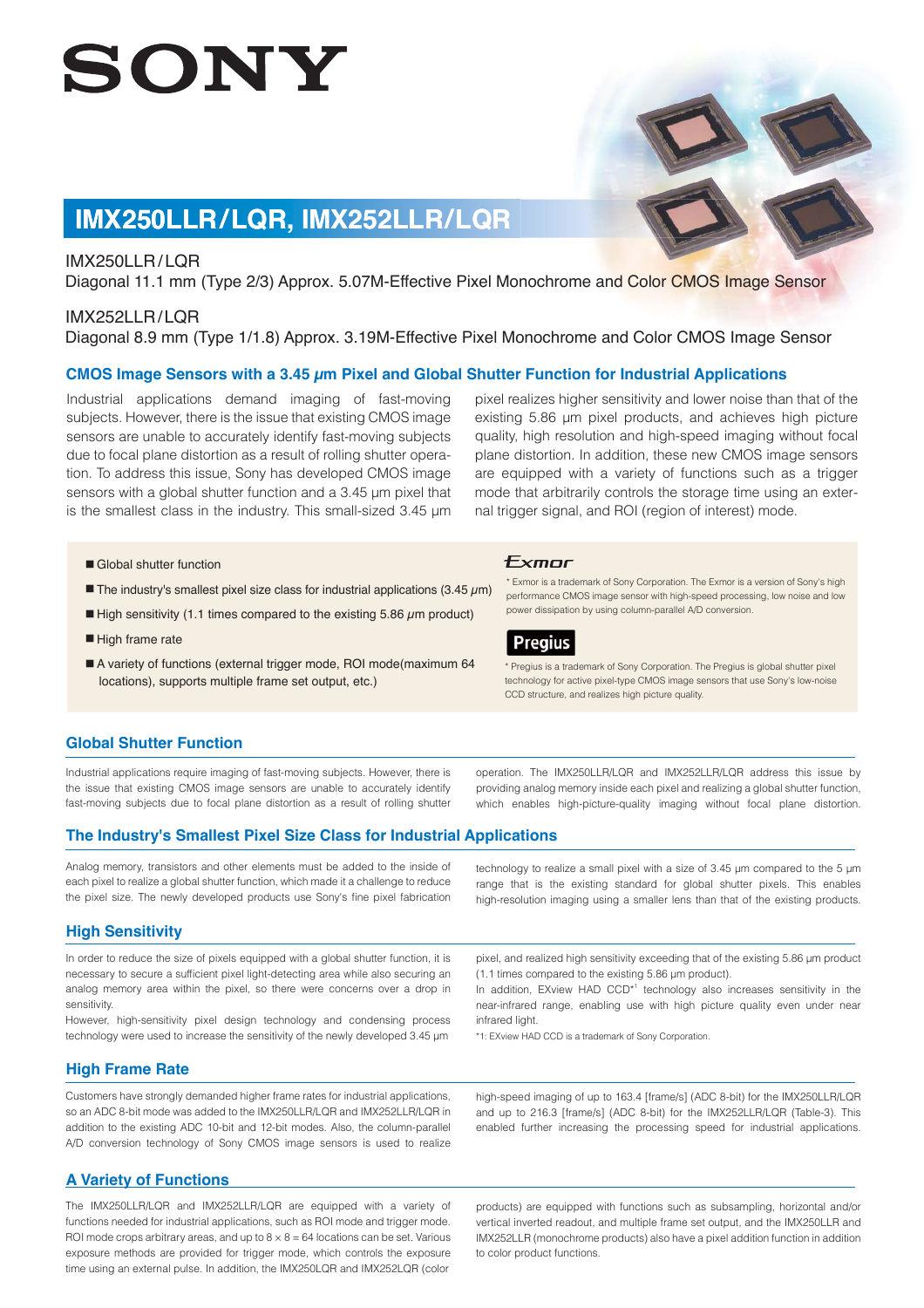# SONY

## IMX250LLR/LQR, IMX252LLR/LQR

IMX250LLR/LQR
Diagonal 11.1 mm (Type 2/3) Approx. 5.07M-Effective Pixel Monochrome and Color CMOS Image Sensor

IMX252LLR/LQR
Diagonal 8.9 mm (Type 1/1.8) Approx. 3.19M-Effective Pixel Monochrome and Color CMOS Image Sensor

### CMOS Image Sensors with a 3.45 μm Pixel and Global Shutter Function for Industrial Applications

Industrial applications demand imaging of fast-moving subjects. However, there is the issue that existing CMOS image sensors are unable to accurately identify fast-moving subjects due to focal plane distortion as a result of rolling shutter operation. To address this issue, Sony has developed CMOS image sensors with a global shutter function and a 3.45 μm pixel that is the smallest class in the industry. This small-sized 3.45 μm pixel realizes higher sensitivity and lower noise than that of the existing 5.86 μm pixel products, and achieves high picture quality, high resolution and high-speed imaging without focal plane distortion. In addition, these new CMOS image sensors are equipped with a variety of functions such as a trigger mode that arbitrarily controls the storage time using an external trigger signal, and ROI (region of interest) mode.

- Global shutter function
- The industry's smallest pixel size class for industrial applications (3.45 μm)
- High sensitivity (1.1 times compared to the existing 5.86 μm product)
- High frame rate
- A variety of functions (external trigger mode, ROI mode(maximum 64 locations), supports multiple frame set output, etc.)

**Exmor**

\* Exmor is a trademark of Sony Corporation. The Exmor is a version of Sony's high performance CMOS image sensor with high-speed processing, low noise and low power dissipation by using column-parallel A/D conversion.

**Pregius**

\* Pregius is a trademark of Sony Corporation. The Pregius is global shutter pixel technology for active pixel-type CMOS image sensors that use Sony's low-noise CCD structure, and realizes high picture quality.

### Global Shutter Function

Industrial applications require imaging of fast-moving subjects. However, there is the issue that existing CMOS image sensors are unable to accurately identify fast-moving subjects due to focal plane distortion as a result of rolling shutter operation. The IMX250LLR/LQR and IMX252LLR/LQR address this issue by providing analog memory inside each pixel and realizing a global shutter function, which enables high-picture-quality imaging without focal plane distortion.

### The Industry's Smallest Pixel Size Class for Industrial Applications

Analog memory, transistors and other elements must be added to the inside of each pixel to realize a global shutter function, which made it a challenge to reduce the pixel size. The newly developed products use Sony's fine pixel fabrication technology to realize a small pixel with a size of 3.45 μm compared to the 5 μm range that is the existing standard for global shutter pixels. This enables high-resolution imaging using a smaller lens than that of the existing products.

### High Sensitivity

In order to reduce the size of pixels equipped with a global shutter function, it is necessary to secure a sufficient pixel light-detecting area while also securing an analog memory area within the pixel, so there were concerns over a drop in sensitivity.
However, high-sensitivity pixel design technology and condensing process technology were used to increase the sensitivity of the newly developed 3.45 μm pixel, and realized high sensitivity exceeding that of the existing 5.86 μm product (1.1 times compared to the existing 5.86 μm product).
In addition, EXview HAD CCD*[1] technology also increases sensitivity in the near-infrared range, enabling use with high picture quality even under near infrared light.

*1: EXview HAD CCD is a trademark of Sony Corporation.

### High Frame Rate

Customers have strongly demanded higher frame rates for industrial applications, so an ADC 8-bit mode was added to the IMX250LLR/LQR and IMX252LLR/LQR in addition to the existing ADC 10-bit and 12-bit modes. Also, the column-parallel A/D conversion technology of Sony CMOS image sensors is used to realize high-speed imaging of up to 163.4 [frame/s] (ADC 8-bit) for the IMX250LLR/LQR and up to 216.3 [frame/s] (ADC 8-bit) for the IMX252LLR/LQR (Table-3). This enabled further increasing the processing speed for industrial applications.

### A Variety of Functions

The IMX250LLR/LQR and IMX252LLR/LQR are equipped with a variety of functions needed for industrial applications, such as ROI mode and trigger mode. ROI mode crops arbitrary areas, and up to 8 × 8 = 64 locations can be set. Various exposure methods are provided for trigger mode, which controls the exposure time using an external pulse. In addition, the IMX250LQR and IMX252LQR (color products) are equipped with functions such as subsampling, horizontal and/or vertical inverted readout, and multiple frame set output, and the IMX250LLR and IMX252LLR (monochrome products) also have a pixel addition function in addition to color product functions.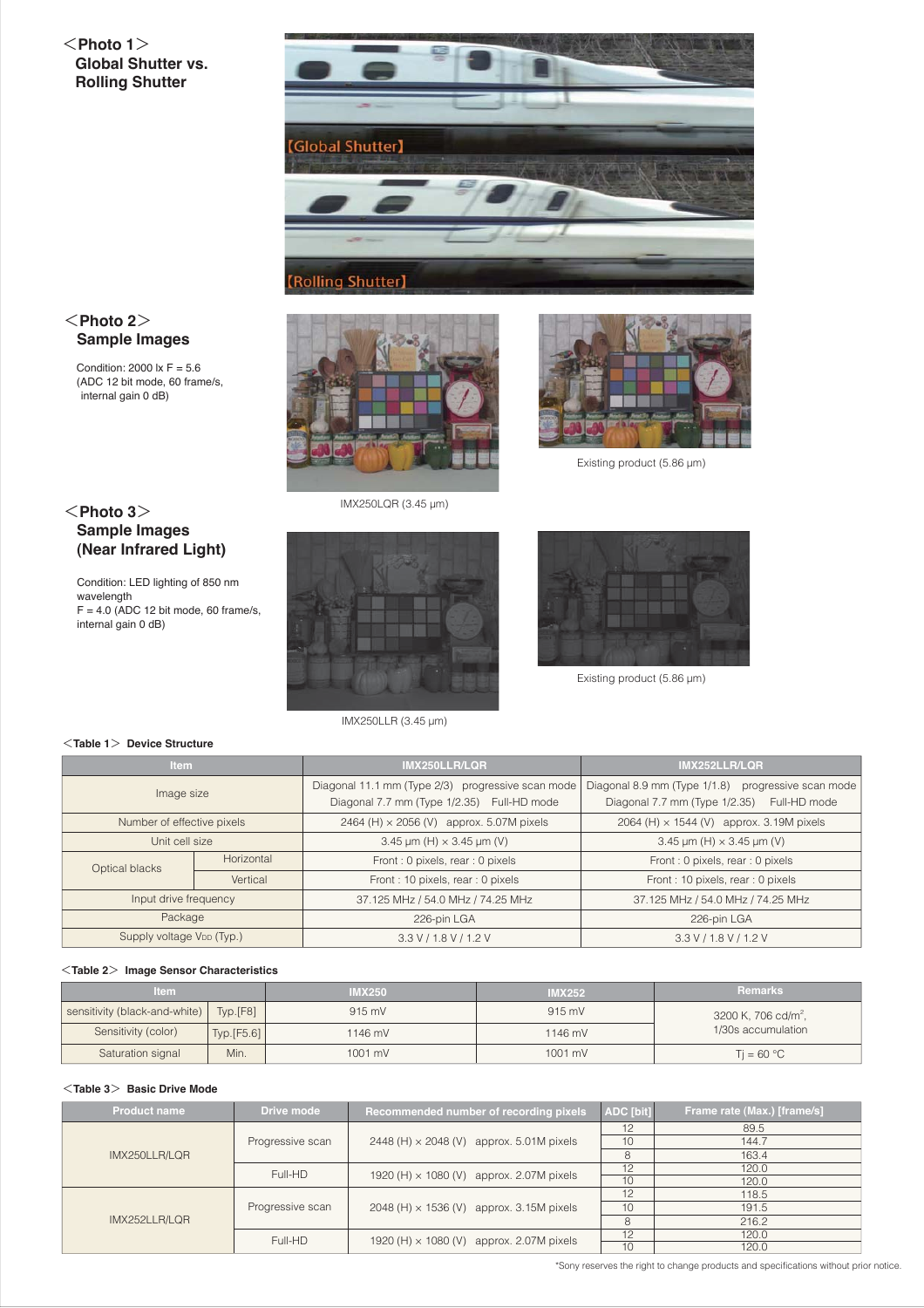## <Photo 1> Global Shutter vs. Rolling Shutter

【Global Shutter】

【Rolling Shutter】

## <Photo 2> Sample Images

Condition: 2000 lx F = 5.6
(ADC 12 bit mode, 60 frame/s, internal gain 0 dB)

IMX250LQR (3.45 μm)

Existing product (5.86 μm)

## <Photo 3> Sample Images (Near Infrared Light)

Condition: LED lighting of 850 nm wavelength
F = 4.0 (ADC 12 bit mode, 60 frame/s, internal gain 0 dB)

IMX250LLR (3.45 μm)

Existing product (5.86 μm)

### <Table 1> Device Structure

| Item | | IMX250LLR/LQR | IMX252LLR/LQR |
|---|---|---|---|
| Image size | | Diagonal 11.1 mm (Type 2/3) progressive scan mode<br>Diagonal 7.7 mm (Type 1/2.35) Full-HD mode | Diagonal 8.9 mm (Type 1/1.8) progressive scan mode<br>Diagonal 7.7 mm (Type 1/2.35) Full-HD mode |
| Number of effective pixels | | 2464 (H) × 2056 (V) approx. 5.07M pixels | 2064 (H) × 1544 (V) approx. 3.19M pixels |
| Unit cell size | | 3.45 μm (H) × 3.45 μm (V) | 3.45 μm (H) × 3.45 μm (V) |
| Optical blacks | Horizontal | Front : 0 pixels, rear : 0 pixels | Front : 0 pixels, rear : 0 pixels |
| | Vertical | Front : 10 pixels, rear : 0 pixels | Front : 10 pixels, rear : 0 pixels |
| Input drive frequency | | 37.125 MHz / 54.0 MHz / 74.25 MHz | 37.125 MHz / 54.0 MHz / 74.25 MHz |
| Package | | 226-pin LGA | 226-pin LGA |
| Supply voltage $V_{DD}$ (Typ.) | | 3.3 V / 1.8 V / 1.2 V | 3.3 V / 1.8 V / 1.2 V |

### <Table 2> Image Sensor Characteristics

| Item | | IMX250 | IMX252 | Remarks |
|---|---|---|---|---|
| sensitivity (black-and-white) | Typ.[F8] | 915 mV | 915 mV | 3200 K, 706 cd/m$^2$, 1/30s accumulation |
| Sensitivity (color) | Typ.[F5.6] | 1146 mV | 1146 mV | |
| Saturation signal | Min. | 1001 mV | 1001 mV | Tj = 60 °C |

### <Table 3> Basic Drive Mode

| Product name | Drive mode | Recommended number of recording pixels | ADC [bit] | Frame rate (Max.) [frame/s] |
|---|---|---|---|---|
| IMX250LLR/LQR | Progressive scan | 2448 (H) × 2048 (V) approx. 5.01M pixels | 12 | 89.5 |
| | | | 10 | 144.7 |
| | | | 8 | 163.4 |
| | Full-HD | 1920 (H) × 1080 (V) approx. 2.07M pixels | 12 | 120.0 |
| | | | 10 | 120.0 |
| IMX252LLR/LQR | Progressive scan | 2048 (H) × 1536 (V) approx. 3.15M pixels | 12 | 118.5 |
| | | | 10 | 191.5 |
| | | | 8 | 216.2 |
| | Full-HD | 1920 (H) × 1080 (V) approx. 2.07M pixels | 12 | 120.0 |
| | | | 10 | 120.0 |

*Sony reserves the right to change products and specifications without prior notice.